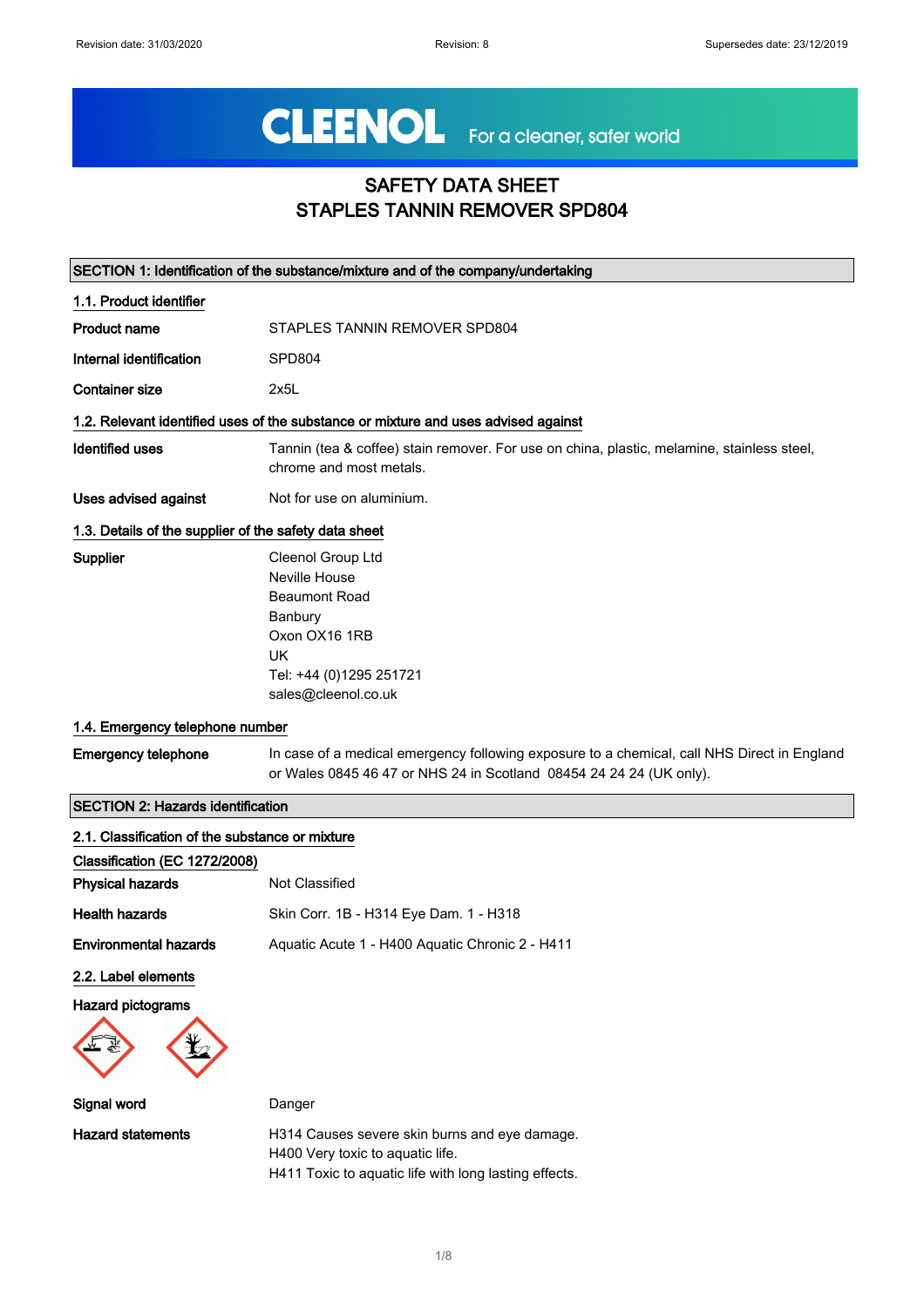Revision date: 31/03/2020 Revision: 8 Supersedes date: 23/12/2019

CLEENOL For a cleaner, safer world

# SAFETY DATA SHEET
# STAPLES TANNIN REMOVER SPD804

## SECTION 1: Identification of the substance/mixture and of the company/undertaking

### 1.1. Product identifier

**Product name** STAPLES TANNIN REMOVER SPD804

**Internal identification** SPD804

**Container size** 2x5L

### 1.2. Relevant identified uses of the substance or mixture and uses advised against

**Identified uses** Tannin (tea & coffee) stain remover. For use on china, plastic, melamine, stainless steel, chrome and most metals.

**Uses advised against** Not for use on aluminium.

### 1.3. Details of the supplier of the safety data sheet

**Supplier**
Cleenol Group Ltd
Neville House
Beaumont Road
Banbury
Oxon OX16 1RB
UK
Tel: +44 (0)1295 251721
sales@cleenol.co.uk

### 1.4. Emergency telephone number

**Emergency telephone** In case of a medical emergency following exposure to a chemical, call NHS Direct in England or Wales 0845 46 47 or NHS 24 in Scotland 08454 24 24 24 (UK only).

## SECTION 2: Hazards identification

### 2.1. Classification of the substance or mixture

**Classification (EC 1272/2008)**

**Physical hazards** Not Classified

**Health hazards** Skin Corr. 1B - H314 Eye Dam. 1 - H318

**Environmental hazards** Aquatic Acute 1 - H400 Aquatic Chronic 2 - H411

### 2.2. Label elements

**Hazard pictograms**

**Signal word** Danger

**Hazard statements**
H314 Causes severe skin burns and eye damage.
H400 Very toxic to aquatic life.
H411 Toxic to aquatic life with long lasting effects.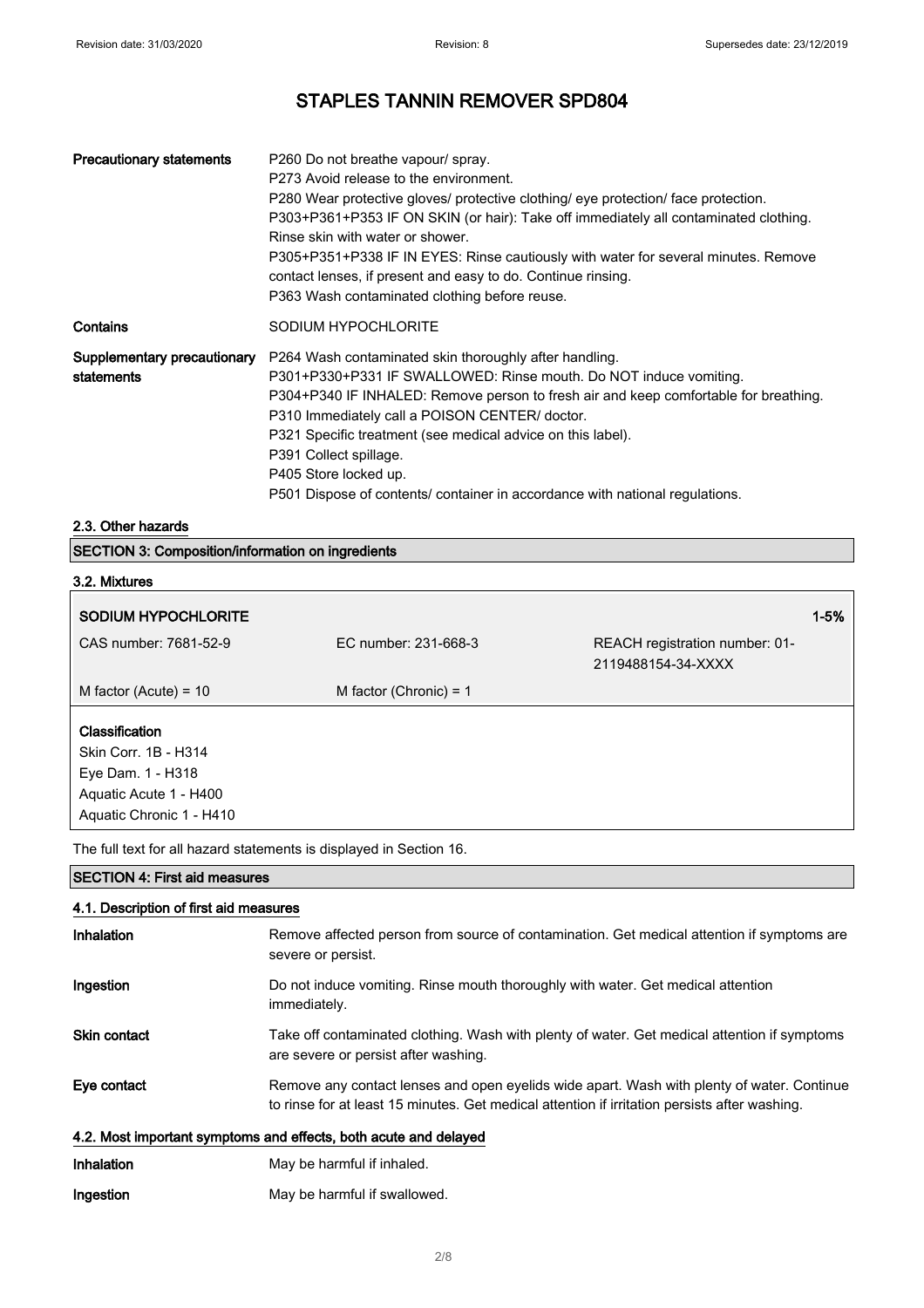| | |
|---|---|
| **Precautionary statements** | P260 Do not breathe vapour/ spray.<br>P273 Avoid release to the environment.<br>P280 Wear protective gloves/ protective clothing/ eye protection/ face protection.<br>P303+P361+P353 IF ON SKIN (or hair): Take off immediately all contaminated clothing. Rinse skin with water or shower.<br>P305+P351+P338 IF IN EYES: Rinse cautiously with water for several minutes. Remove contact lenses, if present and easy to do. Continue rinsing.<br>P363 Wash contaminated clothing before reuse. |
| **Contains** | SODIUM HYPOCHLORITE |
| **Supplementary precautionary statements** | P264 Wash contaminated skin thoroughly after handling.<br>P301+P330+P331 IF SWALLOWED: Rinse mouth. Do NOT induce vomiting.<br>P304+P340 IF INHALED: Remove person to fresh air and keep comfortable for breathing.<br>P310 Immediately call a POISON CENTER/ doctor.<br>P321 Specific treatment (see medical advice on this label).<br>P391 Collect spillage.<br>P405 Store locked up.<br>P501 Dispose of contents/ container in accordance with national regulations. |

### 2.3. Other hazards

## SECTION 3: Composition/information on ingredients

### 3.2. Mixtures

| **SODIUM HYPOCHLORITE** | | **1-5%** |
|---|---|---|
| CAS number: 7681-52-9 | EC number: 231-668-3 | REACH registration number: 01-2119488154-34-XXXX |
| M factor (Acute) = 10 | M factor (Chronic) = 1 | |

**Classification**
Skin Corr. 1B - H314
Eye Dam. 1 - H318
Aquatic Acute 1 - H400
Aquatic Chronic 1 - H410

The full text for all hazard statements is displayed in Section 16.

## SECTION 4: First aid measures

### 4.1. Description of first aid measures

| | |
|---|---|
| **Inhalation** | Remove affected person from source of contamination. Get medical attention if symptoms are severe or persist. |
| **Ingestion** | Do not induce vomiting. Rinse mouth thoroughly with water. Get medical attention immediately. |
| **Skin contact** | Take off contaminated clothing. Wash with plenty of water. Get medical attention if symptoms are severe or persist after washing. |
| **Eye contact** | Remove any contact lenses and open eyelids wide apart. Wash with plenty of water. Continue to rinse for at least 15 minutes. Get medical attention if irritation persists after washing. |

### 4.2. Most important symptoms and effects, both acute and delayed

| | |
|---|---|
| **Inhalation** | May be harmful if inhaled. |
| **Ingestion** | May be harmful if swallowed. |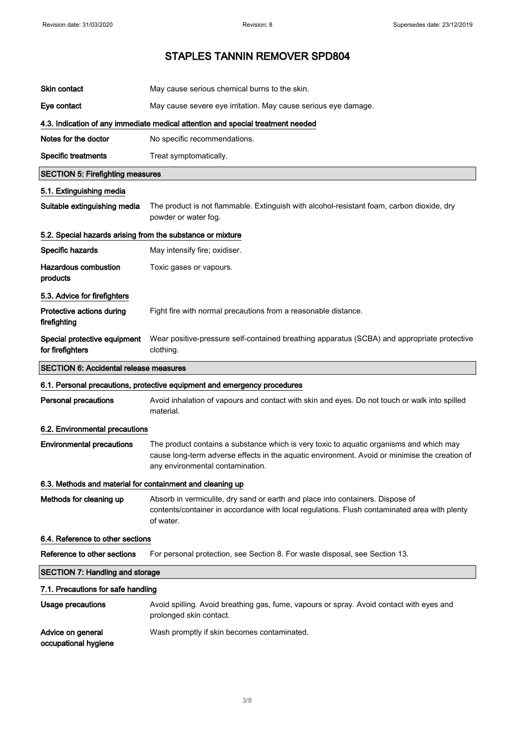| | |
|---|---|
| **Skin contact** | May cause serious chemical burns to the skin. |
| **Eye contact** | May cause severe eye irritation. May cause serious eye damage. |

### 4.3. Indication of any immediate medical attention and special treatment needed

| | |
|---|---|
| **Notes for the doctor** | No specific recommendations. |
| **Specific treatments** | Treat symptomatically. |

## SECTION 5: Firefighting measures

### 5.1. Extinguishing media

| | |
|---|---|
| **Suitable extinguishing media** | The product is not flammable. Extinguish with alcohol-resistant foam, carbon dioxide, dry powder or water fog. |

### 5.2. Special hazards arising from the substance or mixture

| | |
|---|---|
| **Specific hazards** | May intensify fire; oxidiser. |
| **Hazardous combustion products** | Toxic gases or vapours. |

### 5.3. Advice for firefighters

| | |
|---|---|
| **Protective actions during firefighting** | Fight fire with normal precautions from a reasonable distance. |
| **Special protective equipment for firefighters** | Wear positive-pressure self-contained breathing apparatus (SCBA) and appropriate protective clothing. |

## SECTION 6: Accidental release measures

### 6.1. Personal precautions, protective equipment and emergency procedures

| | |
|---|---|
| **Personal precautions** | Avoid inhalation of vapours and contact with skin and eyes. Do not touch or walk into spilled material. |

### 6.2. Environmental precautions

| | |
|---|---|
| **Environmental precautions** | The product contains a substance which is very toxic to aquatic organisms and which may cause long-term adverse effects in the aquatic environment. Avoid or minimise the creation of any environmental contamination. |

### 6.3. Methods and material for containment and cleaning up

| | |
|---|---|
| **Methods for cleaning up** | Absorb in vermiculite, dry sand or earth and place into containers. Dispose of contents/container in accordance with local regulations. Flush contaminated area with plenty of water. |

### 6.4. Reference to other sections

| | |
|---|---|
| **Reference to other sections** | For personal protection, see Section 8. For waste disposal, see Section 13. |

## SECTION 7: Handling and storage

### 7.1. Precautions for safe handling

| | |
|---|---|
| **Usage precautions** | Avoid spilling. Avoid breathing gas, fume, vapours or spray. Avoid contact with eyes and prolonged skin contact. |
| **Advice on general occupational hygiene** | Wash promptly if skin becomes contaminated. |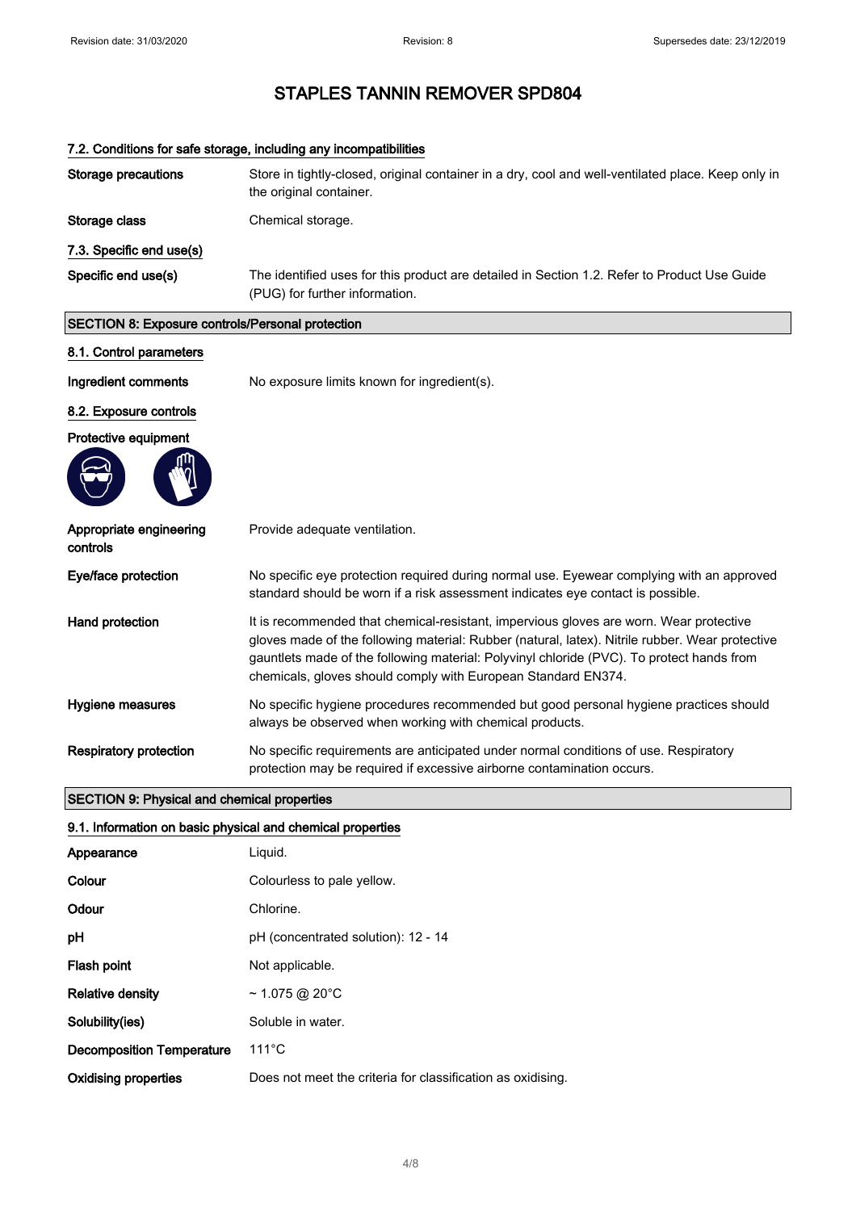# STAPLES TANNIN REMOVER SPD804

### 7.2. Conditions for safe storage, including any incompatibilities

| | |
|---|---|
| **Storage precautions** | Store in tightly-closed, original container in a dry, cool and well-ventilated place. Keep only in the original container. |
| **Storage class** | Chemical storage. |

### 7.3. Specific end use(s)

| | |
|---|---|
| **Specific end use(s)** | The identified uses for this product are detailed in Section 1.2. Refer to Product Use Guide (PUG) for further information. |

## SECTION 8: Exposure controls/Personal protection

### 8.1. Control parameters

| | |
|---|---|
| **Ingredient comments** | No exposure limits known for ingredient(s). |

### 8.2. Exposure controls

**Protective equipment**

| | |
|---|---|
| **Appropriate engineering controls** | Provide adequate ventilation. |
| **Eye/face protection** | No specific eye protection required during normal use. Eyewear complying with an approved standard should be worn if a risk assessment indicates eye contact is possible. |
| **Hand protection** | It is recommended that chemical-resistant, impervious gloves are worn. Wear protective gloves made of the following material: Rubber (natural, latex). Nitrile rubber. Wear protective gauntlets made of the following material: Polyvinyl chloride (PVC). To protect hands from chemicals, gloves should comply with European Standard EN374. |
| **Hygiene measures** | No specific hygiene procedures recommended but good personal hygiene practices should always be observed when working with chemical products. |
| **Respiratory protection** | No specific requirements are anticipated under normal conditions of use. Respiratory protection may be required if excessive airborne contamination occurs. |

## SECTION 9: Physical and chemical properties

### 9.1. Information on basic physical and chemical properties

| | |
|---|---|
| **Appearance** | Liquid. |
| **Colour** | Colourless to pale yellow. |
| **Odour** | Chlorine. |
| **pH** | pH (concentrated solution): 12 - 14 |
| **Flash point** | Not applicable. |
| **Relative density** | ~ 1.075 @ 20°C |
| **Solubility(ies)** | Soluble in water. |
| **Decomposition Temperature** | 111°C |
| **Oxidising properties** | Does not meet the criteria for classification as oxidising. |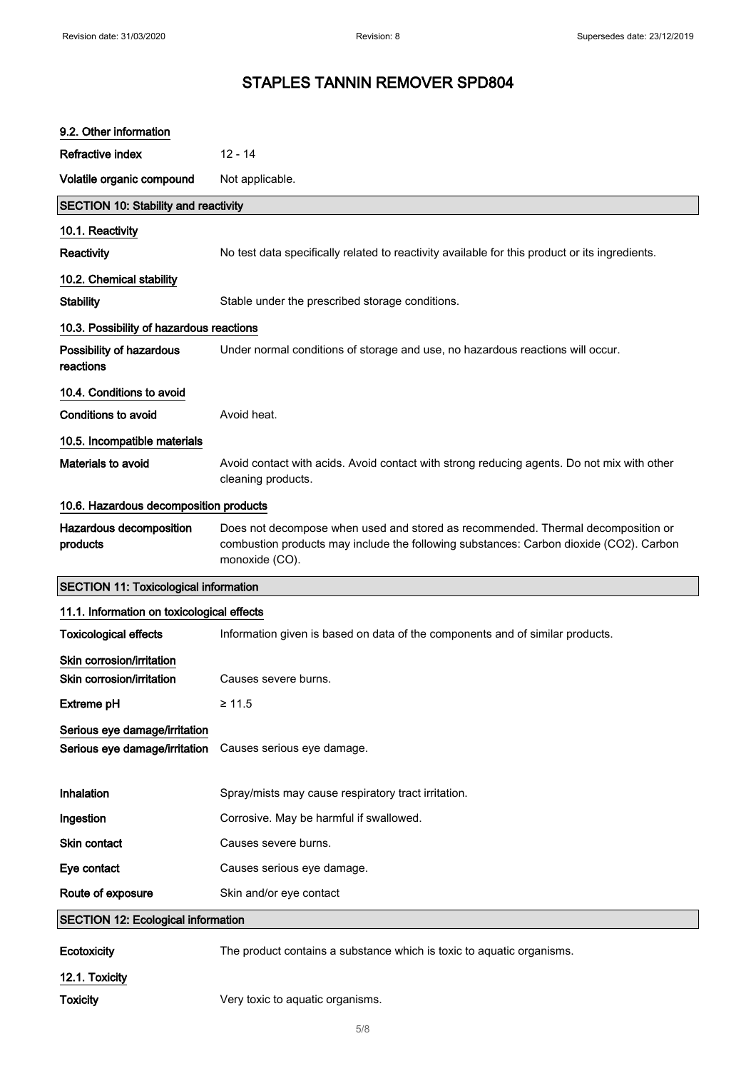# STAPLES TANNIN REMOVER SPD804

### 9.2. Other information

| | |
|---|---|
| Refractive index | 12 - 14 |
| Volatile organic compound | Not applicable. |

## SECTION 10: Stability and reactivity

### 10.1. Reactivity

| | |
|---|---|
| Reactivity | No test data specifically related to reactivity available for this product or its ingredients. |

### 10.2. Chemical stability

| | |
|---|---|
| Stability | Stable under the prescribed storage conditions. |

### 10.3. Possibility of hazardous reactions

| | |
|---|---|
| Possibility of hazardous reactions | Under normal conditions of storage and use, no hazardous reactions will occur. |

### 10.4. Conditions to avoid

| | |
|---|---|
| Conditions to avoid | Avoid heat. |

### 10.5. Incompatible materials

| | |
|---|---|
| Materials to avoid | Avoid contact with acids. Avoid contact with strong reducing agents. Do not mix with other cleaning products. |

### 10.6. Hazardous decomposition products

| | |
|---|---|
| Hazardous decomposition products | Does not decompose when used and stored as recommended. Thermal decomposition or combustion products may include the following substances: Carbon dioxide ($CO_2$). Carbon monoxide (CO). |

## SECTION 11: Toxicological information

### 11.1. Information on toxicological effects

| | |
|---|---|
| Toxicological effects | Information given is based on data of the components and of similar products. |

**Skin corrosion/irritation**

| | |
|---|---|
| Skin corrosion/irritation | Causes severe burns. |
| Extreme pH | ≥ 11.5 |

**Serious eye damage/irritation**

| | |
|---|---|
| Serious eye damage/irritation | Causes serious eye damage. |
| Inhalation | Spray/mists may cause respiratory tract irritation. |
| Ingestion | Corrosive. May be harmful if swallowed. |
| Skin contact | Causes severe burns. |
| Eye contact | Causes serious eye damage. |
| Route of exposure | Skin and/or eye contact |

## SECTION 12: Ecological information

| | |
|---|---|
| Ecotoxicity | The product contains a substance which is toxic to aquatic organisms. |

### 12.1. Toxicity

| | |
|---|---|
| Toxicity | Very toxic to aquatic organisms. |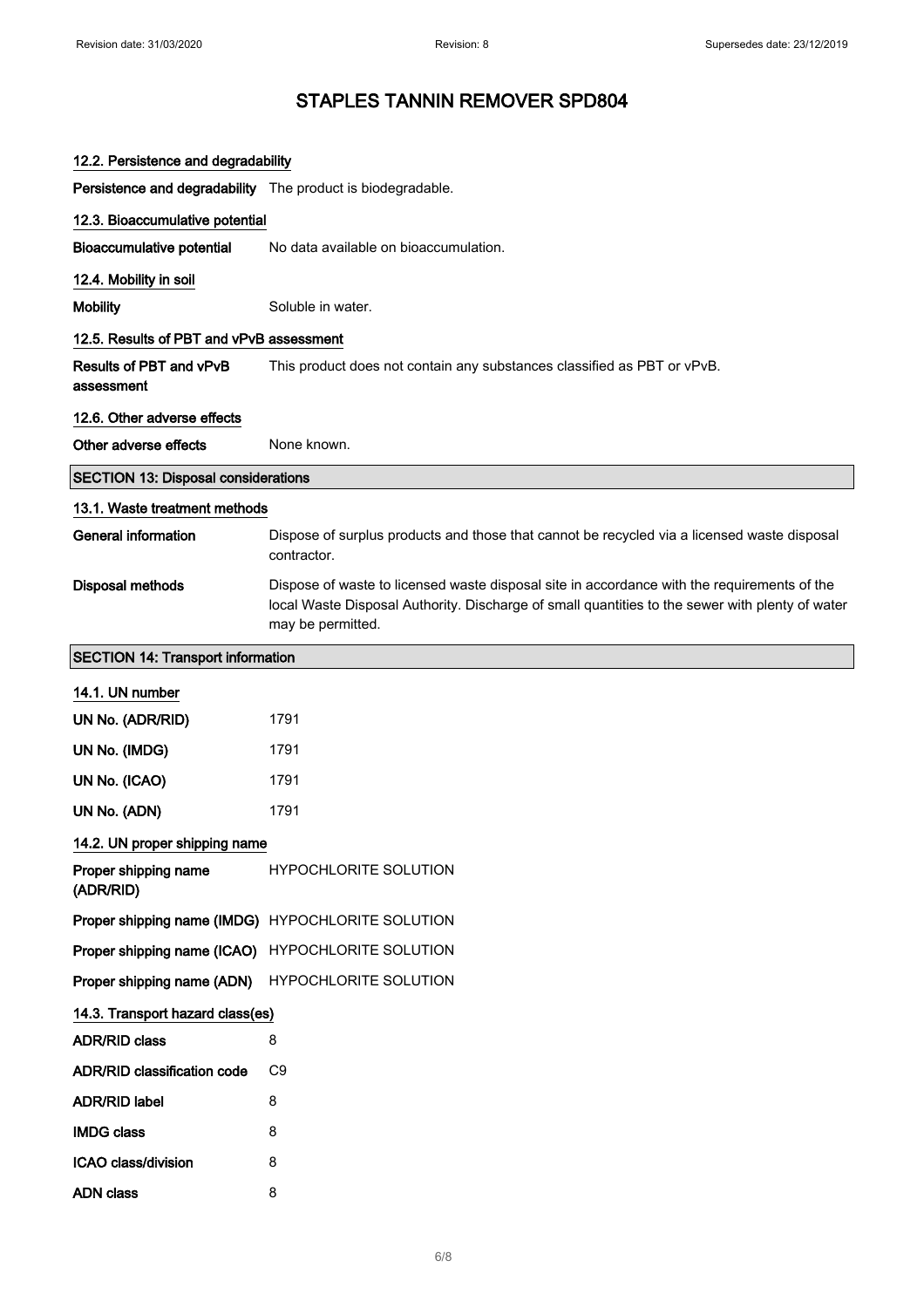### 12.2. Persistence and degradability

**Persistence and degradability** The product is biodegradable.

### 12.3. Bioaccumulative potential

**Bioaccumulative potential** No data available on bioaccumulation.

### 12.4. Mobility in soil

**Mobility** Soluble in water.

### 12.5. Results of PBT and vPvB assessment

**Results of PBT and vPvB assessment** This product does not contain any substances classified as PBT or vPvB.

### 12.6. Other adverse effects

**Other adverse effects** None known.

## SECTION 13: Disposal considerations

### 13.1. Waste treatment methods

**General information** Dispose of surplus products and those that cannot be recycled via a licensed waste disposal contractor.

**Disposal methods** Dispose of waste to licensed waste disposal site in accordance with the requirements of the local Waste Disposal Authority. Discharge of small quantities to the sewer with plenty of water may be permitted.

## SECTION 14: Transport information

### 14.1. UN number

| | |
|---|---|
| **UN No. (ADR/RID)** | 1791 |
| **UN No. (IMDG)** | 1791 |
| **UN No. (ICAO)** | 1791 |
| **UN No. (ADN)** | 1791 |

### 14.2. UN proper shipping name

| | |
|---|---|
| **Proper shipping name (ADR/RID)** | HYPOCHLORITE SOLUTION |
| **Proper shipping name (IMDG)** | HYPOCHLORITE SOLUTION |
| **Proper shipping name (ICAO)** | HYPOCHLORITE SOLUTION |
| **Proper shipping name (ADN)** | HYPOCHLORITE SOLUTION |

### 14.3. Transport hazard class(es)

| | |
|---|---|
| **ADR/RID class** | 8 |
| **ADR/RID classification code** | C9 |
| **ADR/RID label** | 8 |
| **IMDG class** | 8 |
| **ICAO class/division** | 8 |
| **ADN class** | 8 |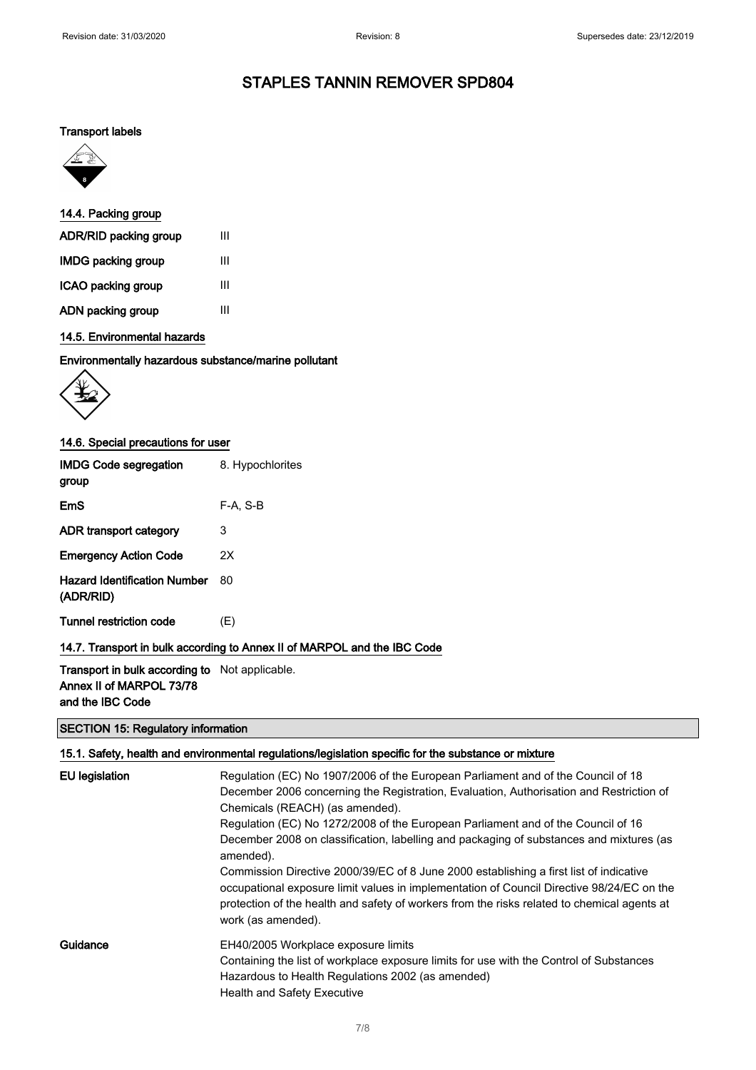# STAPLES TANNIN REMOVER SPD804

**Transport labels**

**14.4. Packing group**

| | |
|---|---|
| **ADR/RID packing group** | III |
| **IMDG packing group** | III |
| **ICAO packing group** | III |
| **ADN packing group** | III |

**14.5. Environmental hazards**

**Environmentally hazardous substance/marine pollutant**

**14.6. Special precautions for user**

| | |
|---|---|
| **IMDG Code segregation group** | 8. Hypochlorites |
| **EmS** | F-A, S-B |
| **ADR transport category** | 3 |
| **Emergency Action Code** | 2X |
| **Hazard Identification Number (ADR/RID)** | 80 |
| **Tunnel restriction code** | (E) |

**14.7. Transport in bulk according to Annex II of MARPOL and the IBC Code**

| | |
|---|---|
| **Transport in bulk according to Annex II of MARPOL 73/78 and the IBC Code** | Not applicable. |

## SECTION 15: Regulatory information

**15.1. Safety, health and environmental regulations/legislation specific for the substance or mixture**

**EU legislation**

Regulation (EC) No 1907/2006 of the European Parliament and of the Council of 18 December 2006 concerning the Registration, Evaluation, Authorisation and Restriction of Chemicals (REACH) (as amended).
Regulation (EC) No 1272/2008 of the European Parliament and of the Council of 16 December 2008 on classification, labelling and packaging of substances and mixtures (as amended).
Commission Directive 2000/39/EC of 8 June 2000 establishing a first list of indicative occupational exposure limit values in implementation of Council Directive 98/24/EC on the protection of the health and safety of workers from the risks related to chemical agents at work (as amended).

**Guidance**

EH40/2005 Workplace exposure limits
Containing the list of workplace exposure limits for use with the Control of Substances Hazardous to Health Regulations 2002 (as amended)
Health and Safety Executive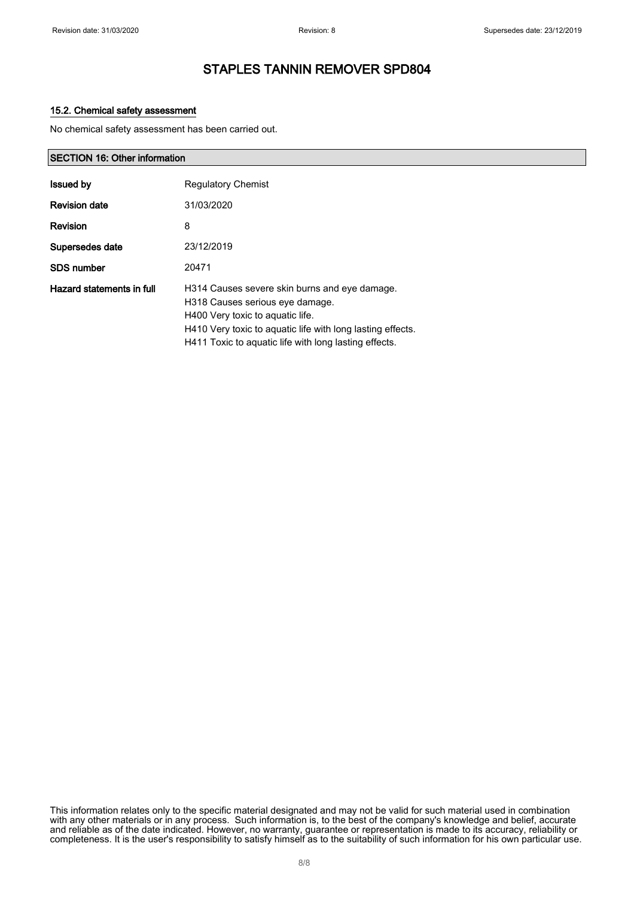# STAPLES TANNIN REMOVER SPD804

### 15.2. Chemical safety assessment

No chemical safety assessment has been carried out.

## SECTION 16: Other information

| | |
|---|---|
| **Issued by** | Regulatory Chemist |
| **Revision date** | 31/03/2020 |
| **Revision** | 8 |
| **Supersedes date** | 23/12/2019 |
| **SDS number** | 20471 |
| **Hazard statements in full** | H314 Causes severe skin burns and eye damage.<br>H318 Causes serious eye damage.<br>H400 Very toxic to aquatic life.<br>H410 Very toxic to aquatic life with long lasting effects.<br>H411 Toxic to aquatic life with long lasting effects. |

This information relates only to the specific material designated and may not be valid for such material used in combination with any other materials or in any process. Such information is, to the best of the company's knowledge and belief, accurate and reliable as of the date indicated. However, no warranty, guarantee or representation is made to its accuracy, reliability or completeness. It is the user's responsibility to satisfy himself as to the suitability of such information for his own particular use.